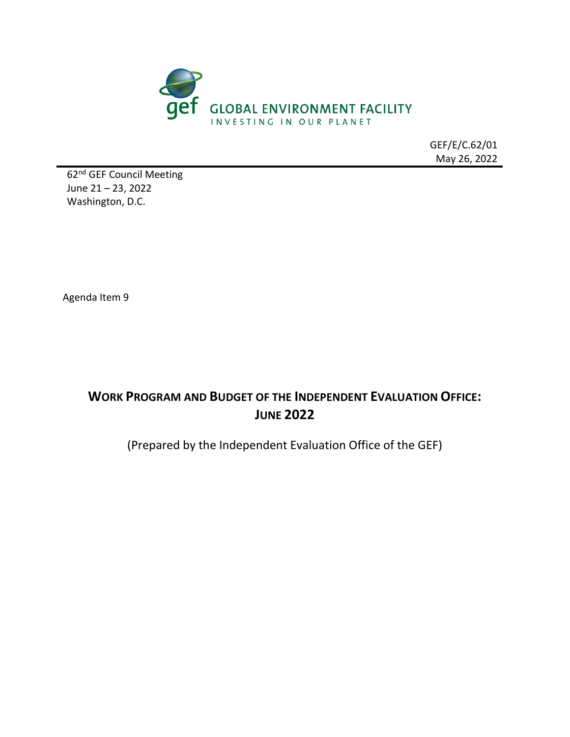GLOBAL ENVIRONMENT FACILITY
INVESTING IN OUR PLANET

GEF/E/C.62/01
May 26, 2022

62nd GEF Council Meeting
June 21 – 23, 2022
Washington, D.C.

Agenda Item 9

# WORK PROGRAM AND BUDGET OF THE INDEPENDENT EVALUATION OFFICE: JUNE 2022

(Prepared by the Independent Evaluation Office of the GEF)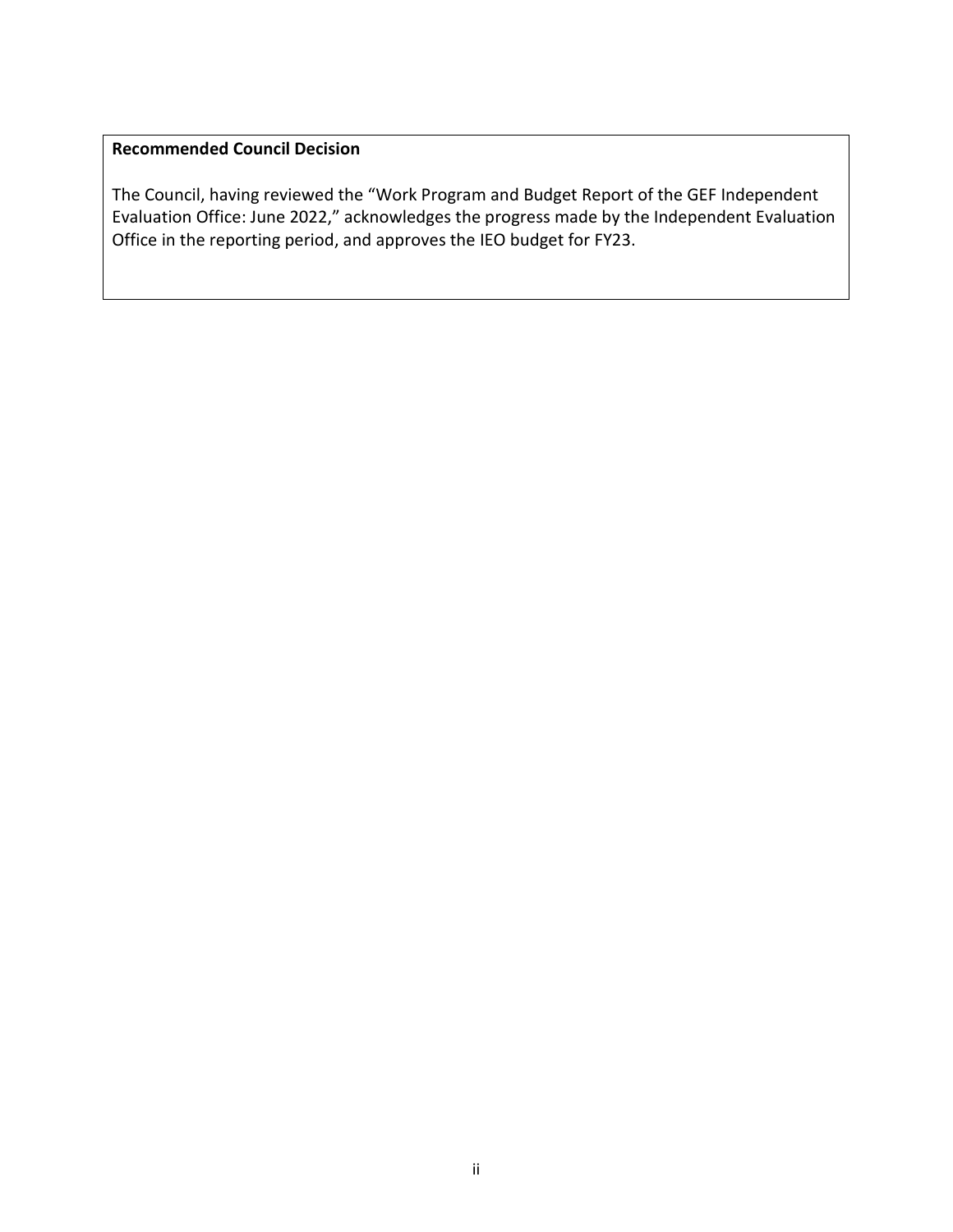**Recommended Council Decision**

The Council, having reviewed the "Work Program and Budget Report of the GEF Independent Evaluation Office: June 2022," acknowledges the progress made by the Independent Evaluation Office in the reporting period, and approves the IEO budget for FY23.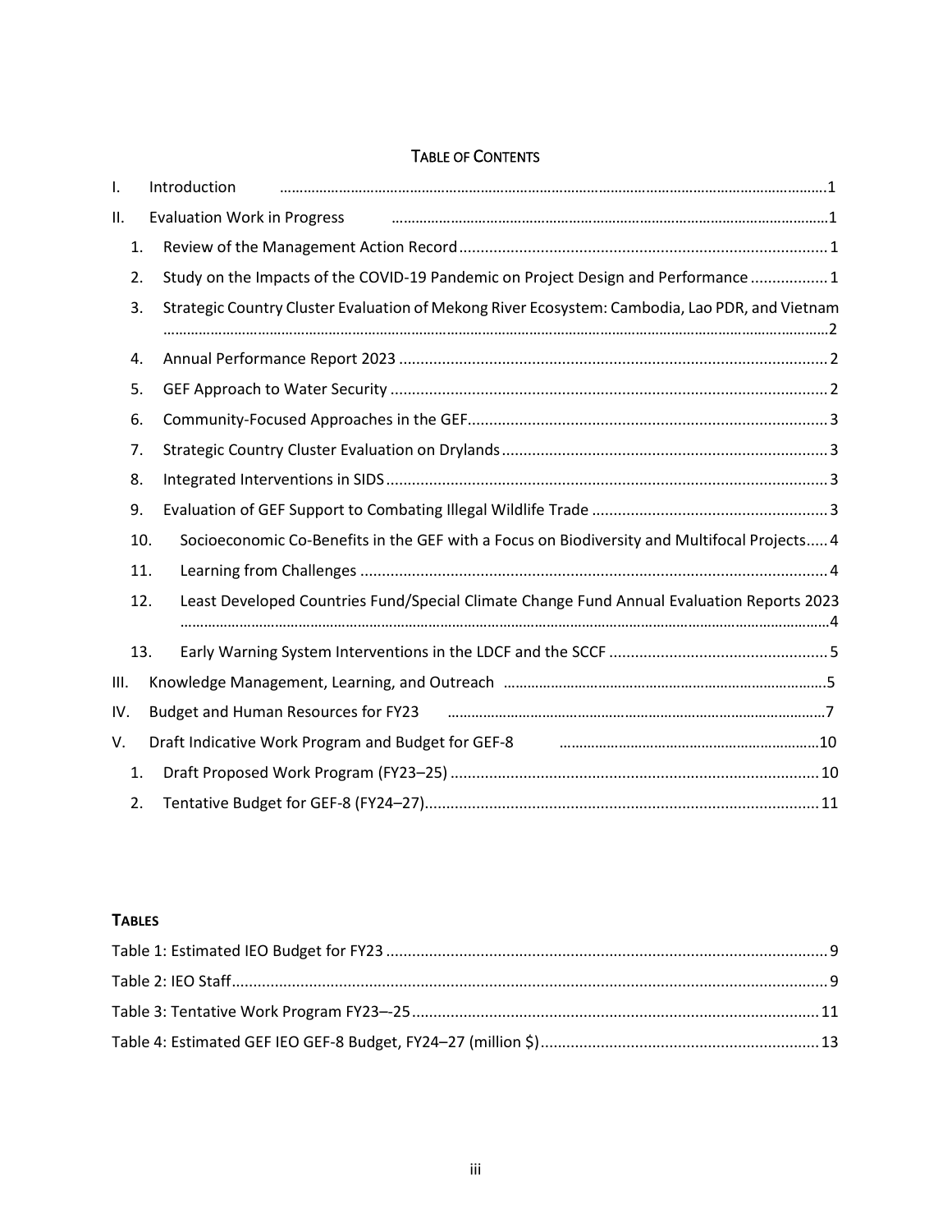## TABLE OF CONTENTS

I. Introduction ........................................................................................................................................1

II. Evaluation Work in Progress ..............................................................................................................1

1. Review of the Management Action Record ...................................................................................... 1
2. Study on the Impacts of the COVID-19 Pandemic on Project Design and Performance .................. 1
3. Strategic Country Cluster Evaluation of Mekong River Ecosystem: Cambodia, Lao PDR, and Vietnam ..............................................................................................................................................................2
4. Annual Performance Report 2023 .................................................................................................... 2
5. GEF Approach to Water Security ...................................................................................................... 2
6. Community-Focused Approaches in the GEF.................................................................................... 3
7. Strategic Country Cluster Evaluation on Drylands ............................................................................ 3
8. Integrated Interventions in SIDS ....................................................................................................... 3
9. Evaluation of GEF Support to Combating Illegal Wildlife Trade ....................................................... 3
10. Socioeconomic Co-Benefits in the GEF with a Focus on Biodiversity and Multifocal Projects..... 4
11. Learning from Challenges ............................................................................................................. 4
12. Least Developed Countries Fund/Special Climate Change Fund Annual Evaluation Reports 2023 ..............................................................................................................................................................4
13. Early Warning System Interventions in the LDCF and the SCCF ................................................... 5

III. Knowledge Management, Learning, and Outreach ..........................................................................5

IV. Budget and Human Resources for FY23 ............................................................................................7

V. Draft Indicative Work Program and Budget for GEF-8 .....................................................................10

1. Draft Proposed Work Program (FY23–25) ...................................................................................... 10
2. Tentative Budget for GEF-8 (FY24–27)............................................................................................ 11

**TABLES**

Table 1: Estimated IEO Budget for FY23 ....................................................................................................... 9

Table 2: IEO Staff.......................................................................................................................................... 9

Table 3: Tentative Work Program FY23–-25 ............................................................................................... 11

Table 4: Estimated GEF IEO GEF-8 Budget, FY24–27 (million $) ................................................................. 13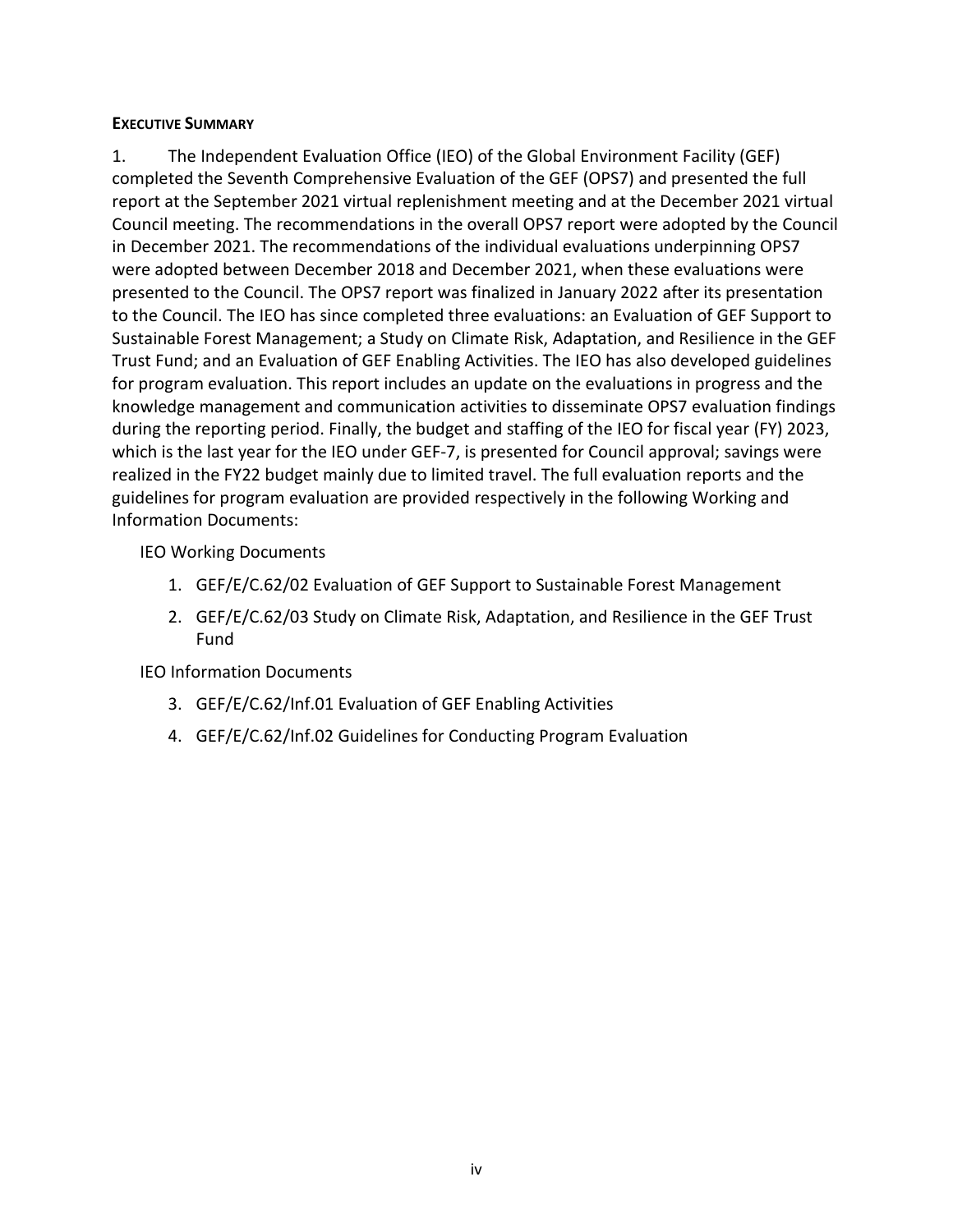**EXECUTIVE SUMMARY**

1. The Independent Evaluation Office (IEO) of the Global Environment Facility (GEF) completed the Seventh Comprehensive Evaluation of the GEF (OPS7) and presented the full report at the September 2021 virtual replenishment meeting and at the December 2021 virtual Council meeting. The recommendations in the overall OPS7 report were adopted by the Council in December 2021. The recommendations of the individual evaluations underpinning OPS7 were adopted between December 2018 and December 2021, when these evaluations were presented to the Council. The OPS7 report was finalized in January 2022 after its presentation to the Council. The IEO has since completed three evaluations: an Evaluation of GEF Support to Sustainable Forest Management; a Study on Climate Risk, Adaptation, and Resilience in the GEF Trust Fund; and an Evaluation of GEF Enabling Activities. The IEO has also developed guidelines for program evaluation. This report includes an update on the evaluations in progress and the knowledge management and communication activities to disseminate OPS7 evaluation findings during the reporting period. Finally, the budget and staffing of the IEO for fiscal year (FY) 2023, which is the last year for the IEO under GEF-7, is presented for Council approval; savings were realized in the FY22 budget mainly due to limited travel. The full evaluation reports and the guidelines for program evaluation are provided respectively in the following Working and Information Documents:

IEO Working Documents

1. GEF/E/C.62/02 Evaluation of GEF Support to Sustainable Forest Management
2. GEF/E/C.62/03 Study on Climate Risk, Adaptation, and Resilience in the GEF Trust Fund

IEO Information Documents

3. GEF/E/C.62/Inf.01 Evaluation of GEF Enabling Activities
4. GEF/E/C.62/Inf.02 Guidelines for Conducting Program Evaluation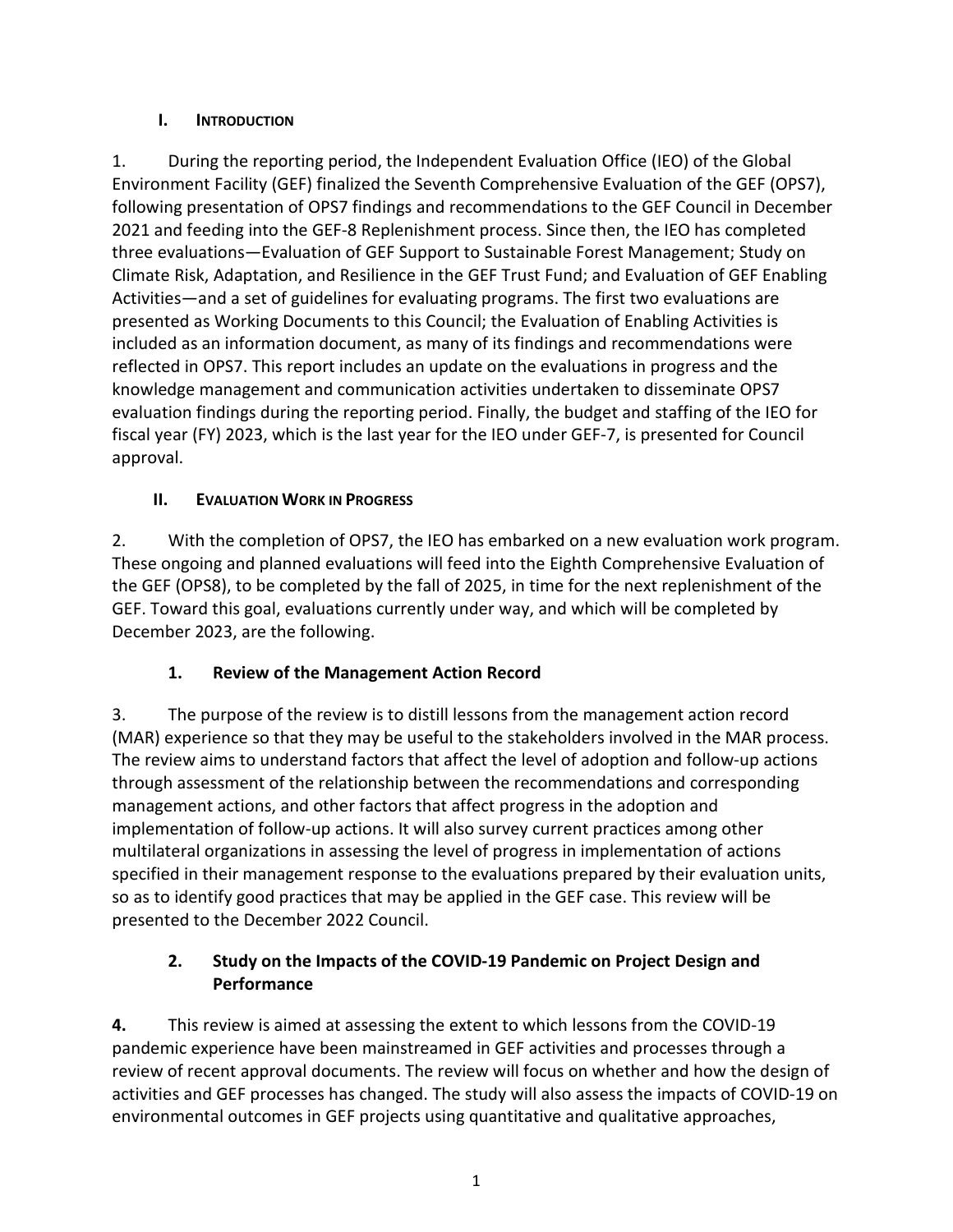## I. Introduction

1. During the reporting period, the Independent Evaluation Office (IEO) of the Global Environment Facility (GEF) finalized the Seventh Comprehensive Evaluation of the GEF (OPS7), following presentation of OPS7 findings and recommendations to the GEF Council in December 2021 and feeding into the GEF-8 Replenishment process. Since then, the IEO has completed three evaluations—Evaluation of GEF Support to Sustainable Forest Management; Study on Climate Risk, Adaptation, and Resilience in the GEF Trust Fund; and Evaluation of GEF Enabling Activities—and a set of guidelines for evaluating programs. The first two evaluations are presented as Working Documents to this Council; the Evaluation of Enabling Activities is included as an information document, as many of its findings and recommendations were reflected in OPS7. This report includes an update on the evaluations in progress and the knowledge management and communication activities undertaken to disseminate OPS7 evaluation findings during the reporting period. Finally, the budget and staffing of the IEO for fiscal year (FY) 2023, which is the last year for the IEO under GEF-7, is presented for Council approval.

## II. Evaluation Work in Progress

2. With the completion of OPS7, the IEO has embarked on a new evaluation work program. These ongoing and planned evaluations will feed into the Eighth Comprehensive Evaluation of the GEF (OPS8), to be completed by the fall of 2025, in time for the next replenishment of the GEF. Toward this goal, evaluations currently under way, and which will be completed by December 2023, are the following.

### 1. Review of the Management Action Record

3. The purpose of the review is to distill lessons from the management action record (MAR) experience so that they may be useful to the stakeholders involved in the MAR process. The review aims to understand factors that affect the level of adoption and follow-up actions through assessment of the relationship between the recommendations and corresponding management actions, and other factors that affect progress in the adoption and implementation of follow-up actions. It will also survey current practices among other multilateral organizations in assessing the level of progress in implementation of actions specified in their management response to the evaluations prepared by their evaluation units, so as to identify good practices that may be applied in the GEF case. This review will be presented to the December 2022 Council.

### 2. Study on the Impacts of the COVID-19 Pandemic on Project Design and Performance

**4.** This review is aimed at assessing the extent to which lessons from the COVID-19 pandemic experience have been mainstreamed in GEF activities and processes through a review of recent approval documents. The review will focus on whether and how the design of activities and GEF processes has changed. The study will also assess the impacts of COVID-19 on environmental outcomes in GEF projects using quantitative and qualitative approaches,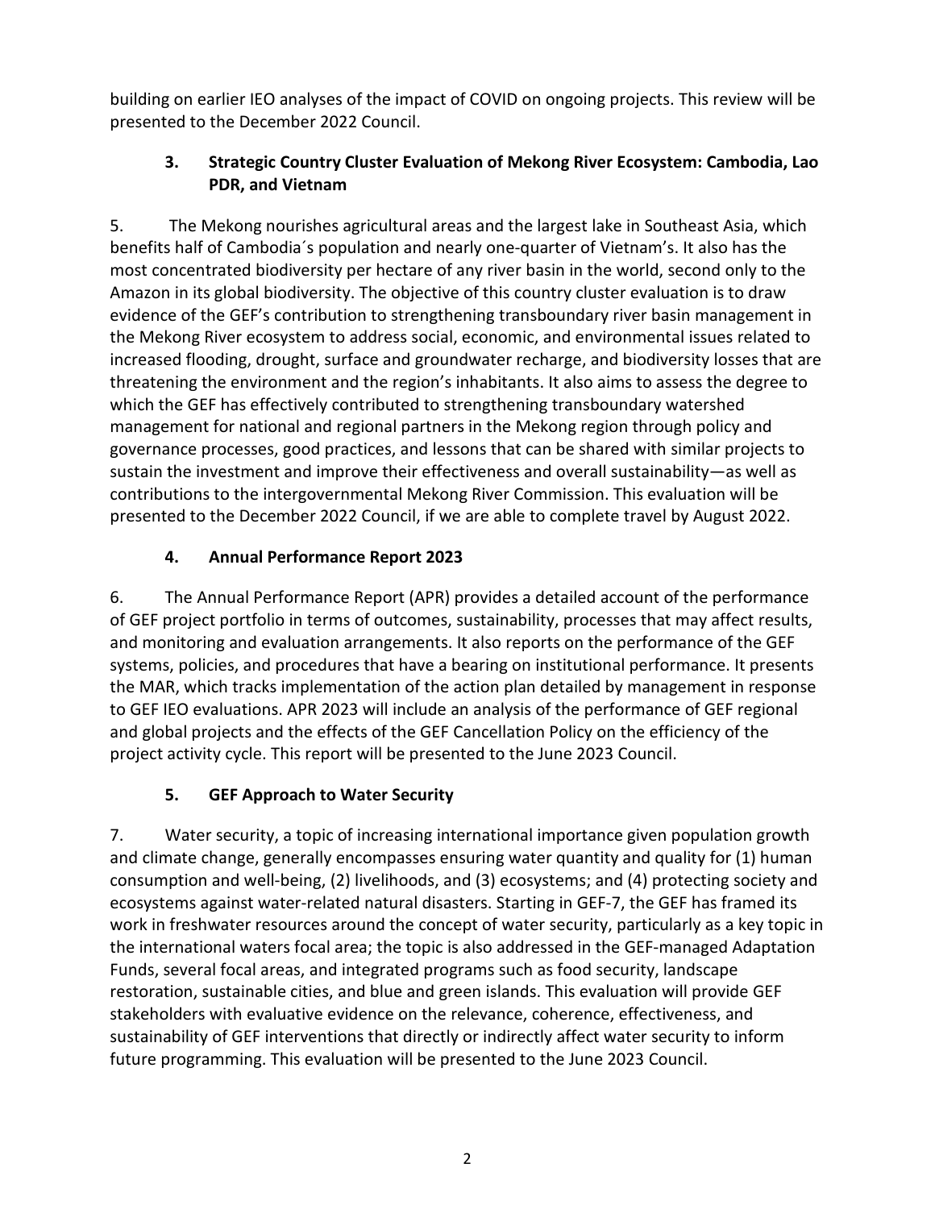building on earlier IEO analyses of the impact of COVID on ongoing projects. This review will be presented to the December 2022 Council.

### 3. Strategic Country Cluster Evaluation of Mekong River Ecosystem: Cambodia, Lao PDR, and Vietnam

5. The Mekong nourishes agricultural areas and the largest lake in Southeast Asia, which benefits half of Cambodia´s population and nearly one-quarter of Vietnam's. It also has the most concentrated biodiversity per hectare of any river basin in the world, second only to the Amazon in its global biodiversity. The objective of this country cluster evaluation is to draw evidence of the GEF's contribution to strengthening transboundary river basin management in the Mekong River ecosystem to address social, economic, and environmental issues related to increased flooding, drought, surface and groundwater recharge, and biodiversity losses that are threatening the environment and the region's inhabitants. It also aims to assess the degree to which the GEF has effectively contributed to strengthening transboundary watershed management for national and regional partners in the Mekong region through policy and governance processes, good practices, and lessons that can be shared with similar projects to sustain the investment and improve their effectiveness and overall sustainability—as well as contributions to the intergovernmental Mekong River Commission. This evaluation will be presented to the December 2022 Council, if we are able to complete travel by August 2022.

### 4. Annual Performance Report 2023

6. The Annual Performance Report (APR) provides a detailed account of the performance of GEF project portfolio in terms of outcomes, sustainability, processes that may affect results, and monitoring and evaluation arrangements. It also reports on the performance of the GEF systems, policies, and procedures that have a bearing on institutional performance. It presents the MAR, which tracks implementation of the action plan detailed by management in response to GEF IEO evaluations. APR 2023 will include an analysis of the performance of GEF regional and global projects and the effects of the GEF Cancellation Policy on the efficiency of the project activity cycle. This report will be presented to the June 2023 Council.

### 5. GEF Approach to Water Security

7. Water security, a topic of increasing international importance given population growth and climate change, generally encompasses ensuring water quantity and quality for (1) human consumption and well-being, (2) livelihoods, and (3) ecosystems; and (4) protecting society and ecosystems against water-related natural disasters. Starting in GEF-7, the GEF has framed its work in freshwater resources around the concept of water security, particularly as a key topic in the international waters focal area; the topic is also addressed in the GEF-managed Adaptation Funds, several focal areas, and integrated programs such as food security, landscape restoration, sustainable cities, and blue and green islands. This evaluation will provide GEF stakeholders with evaluative evidence on the relevance, coherence, effectiveness, and sustainability of GEF interventions that directly or indirectly affect water security to inform future programming. This evaluation will be presented to the June 2023 Council.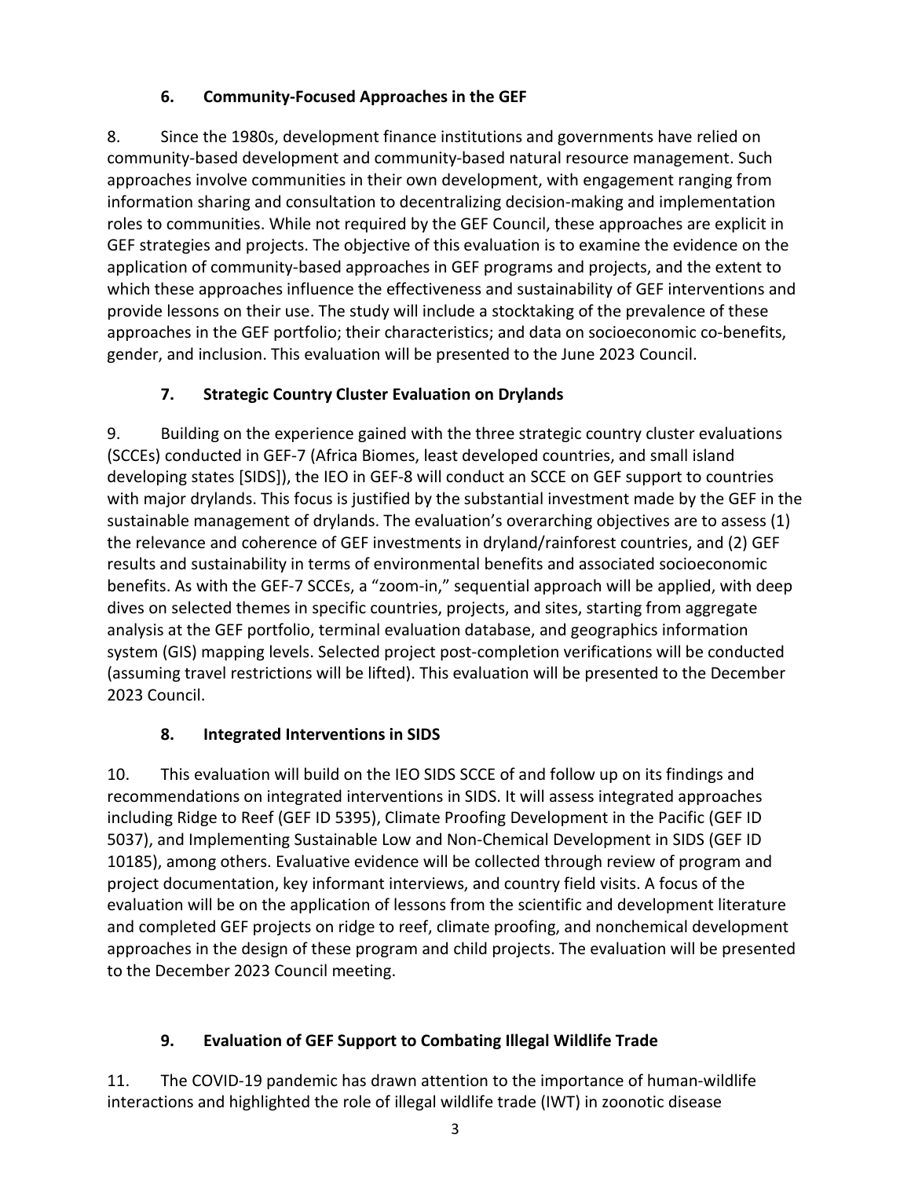## 6. Community-Focused Approaches in the GEF

8. Since the 1980s, development finance institutions and governments have relied on community-based development and community-based natural resource management. Such approaches involve communities in their own development, with engagement ranging from information sharing and consultation to decentralizing decision-making and implementation roles to communities. While not required by the GEF Council, these approaches are explicit in GEF strategies and projects. The objective of this evaluation is to examine the evidence on the application of community-based approaches in GEF programs and projects, and the extent to which these approaches influence the effectiveness and sustainability of GEF interventions and provide lessons on their use. The study will include a stocktaking of the prevalence of these approaches in the GEF portfolio; their characteristics; and data on socioeconomic co-benefits, gender, and inclusion. This evaluation will be presented to the June 2023 Council.

## 7. Strategic Country Cluster Evaluation on Drylands

9. Building on the experience gained with the three strategic country cluster evaluations (SCCEs) conducted in GEF-7 (Africa Biomes, least developed countries, and small island developing states [SIDS]), the IEO in GEF-8 will conduct an SCCE on GEF support to countries with major drylands. This focus is justified by the substantial investment made by the GEF in the sustainable management of drylands. The evaluation's overarching objectives are to assess (1) the relevance and coherence of GEF investments in dryland/rainforest countries, and (2) GEF results and sustainability in terms of environmental benefits and associated socioeconomic benefits. As with the GEF-7 SCCEs, a "zoom-in," sequential approach will be applied, with deep dives on selected themes in specific countries, projects, and sites, starting from aggregate analysis at the GEF portfolio, terminal evaluation database, and geographics information system (GIS) mapping levels. Selected project post-completion verifications will be conducted (assuming travel restrictions will be lifted). This evaluation will be presented to the December 2023 Council.

## 8. Integrated Interventions in SIDS

10. This evaluation will build on the IEO SIDS SCCE of and follow up on its findings and recommendations on integrated interventions in SIDS. It will assess integrated approaches including Ridge to Reef (GEF ID 5395), Climate Proofing Development in the Pacific (GEF ID 5037), and Implementing Sustainable Low and Non-Chemical Development in SIDS (GEF ID 10185), among others. Evaluative evidence will be collected through review of program and project documentation, key informant interviews, and country field visits. A focus of the evaluation will be on the application of lessons from the scientific and development literature and completed GEF projects on ridge to reef, climate proofing, and nonchemical development approaches in the design of these program and child projects. The evaluation will be presented to the December 2023 Council meeting.

## 9. Evaluation of GEF Support to Combating Illegal Wildlife Trade

11. The COVID-19 pandemic has drawn attention to the importance of human-wildlife interactions and highlighted the role of illegal wildlife trade (IWT) in zoonotic disease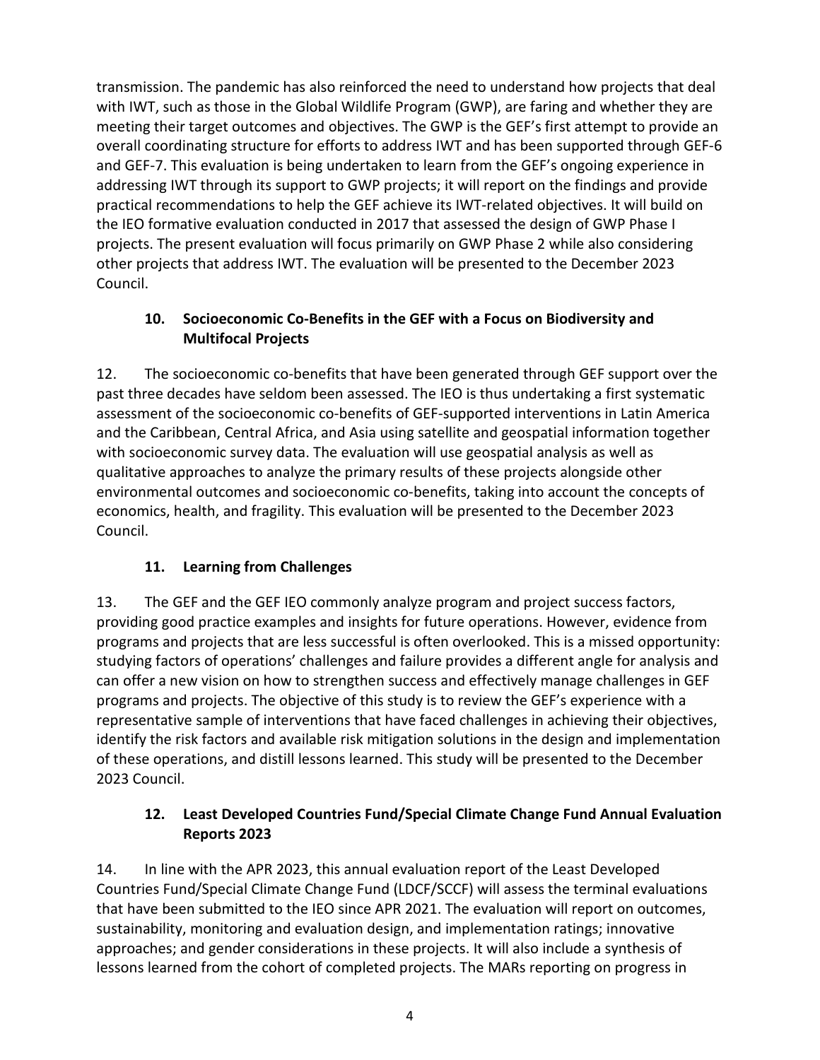transmission. The pandemic has also reinforced the need to understand how projects that deal with IWT, such as those in the Global Wildlife Program (GWP), are faring and whether they are meeting their target outcomes and objectives. The GWP is the GEF's first attempt to provide an overall coordinating structure for efforts to address IWT and has been supported through GEF-6 and GEF-7. This evaluation is being undertaken to learn from the GEF's ongoing experience in addressing IWT through its support to GWP projects; it will report on the findings and provide practical recommendations to help the GEF achieve its IWT-related objectives. It will build on the IEO formative evaluation conducted in 2017 that assessed the design of GWP Phase I projects. The present evaluation will focus primarily on GWP Phase 2 while also considering other projects that address IWT. The evaluation will be presented to the December 2023 Council.

### 10. Socioeconomic Co-Benefits in the GEF with a Focus on Biodiversity and Multifocal Projects

12. The socioeconomic co-benefits that have been generated through GEF support over the past three decades have seldom been assessed. The IEO is thus undertaking a first systematic assessment of the socioeconomic co-benefits of GEF-supported interventions in Latin America and the Caribbean, Central Africa, and Asia using satellite and geospatial information together with socioeconomic survey data. The evaluation will use geospatial analysis as well as qualitative approaches to analyze the primary results of these projects alongside other environmental outcomes and socioeconomic co-benefits, taking into account the concepts of economics, health, and fragility. This evaluation will be presented to the December 2023 Council.

### 11. Learning from Challenges

13. The GEF and the GEF IEO commonly analyze program and project success factors, providing good practice examples and insights for future operations. However, evidence from programs and projects that are less successful is often overlooked. This is a missed opportunity: studying factors of operations' challenges and failure provides a different angle for analysis and can offer a new vision on how to strengthen success and effectively manage challenges in GEF programs and projects. The objective of this study is to review the GEF's experience with a representative sample of interventions that have faced challenges in achieving their objectives, identify the risk factors and available risk mitigation solutions in the design and implementation of these operations, and distill lessons learned. This study will be presented to the December 2023 Council.

### 12. Least Developed Countries Fund/Special Climate Change Fund Annual Evaluation Reports 2023

14. In line with the APR 2023, this annual evaluation report of the Least Developed Countries Fund/Special Climate Change Fund (LDCF/SCCF) will assess the terminal evaluations that have been submitted to the IEO since APR 2021. The evaluation will report on outcomes, sustainability, monitoring and evaluation design, and implementation ratings; innovative approaches; and gender considerations in these projects. It will also include a synthesis of lessons learned from the cohort of completed projects. The MARs reporting on progress in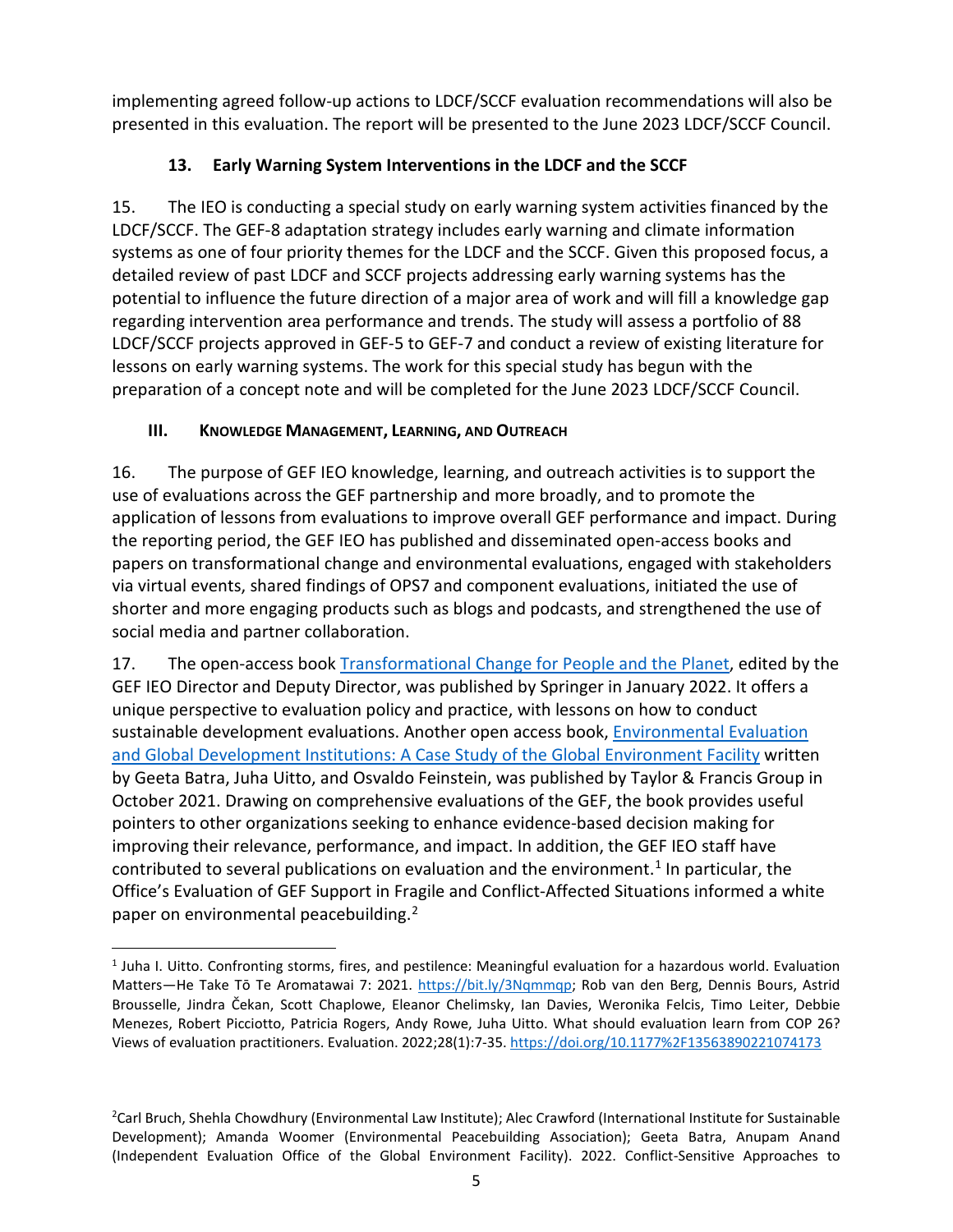implementing agreed follow-up actions to LDCF/SCCF evaluation recommendations will also be presented in this evaluation. The report will be presented to the June 2023 LDCF/SCCF Council.

### 13. Early Warning System Interventions in the LDCF and the SCCF

15. The IEO is conducting a special study on early warning system activities financed by the LDCF/SCCF. The GEF-8 adaptation strategy includes early warning and climate information systems as one of four priority themes for the LDCF and the SCCF. Given this proposed focus, a detailed review of past LDCF and SCCF projects addressing early warning systems has the potential to influence the future direction of a major area of work and will fill a knowledge gap regarding intervention area performance and trends. The study will assess a portfolio of 88 LDCF/SCCF projects approved in GEF-5 to GEF-7 and conduct a review of existing literature for lessons on early warning systems. The work for this special study has begun with the preparation of a concept note and will be completed for the June 2023 LDCF/SCCF Council.

## III. Knowledge Management, Learning, and Outreach

16. The purpose of GEF IEO knowledge, learning, and outreach activities is to support the use of evaluations across the GEF partnership and more broadly, and to promote the application of lessons from evaluations to improve overall GEF performance and impact. During the reporting period, the GEF IEO has published and disseminated open-access books and papers on transformational change and environmental evaluations, engaged with stakeholders via virtual events, shared findings of OPS7 and component evaluations, initiated the use of shorter and more engaging products such as blogs and podcasts, and strengthened the use of social media and partner collaboration.

17. The open-access book Transformational Change for People and the Planet, edited by the GEF IEO Director and Deputy Director, was published by Springer in January 2022. It offers a unique perspective to evaluation policy and practice, with lessons on how to conduct sustainable development evaluations. Another open access book, Environmental Evaluation and Global Development Institutions: A Case Study of the Global Environment Facility written by Geeta Batra, Juha Uitto, and Osvaldo Feinstein, was published by Taylor & Francis Group in October 2021. Drawing on comprehensive evaluations of the GEF, the book provides useful pointers to other organizations seeking to enhance evidence-based decision making for improving their relevance, performance, and impact. In addition, the GEF IEO staff have contributed to several publications on evaluation and the environment.[1] In particular, the Office's Evaluation of GEF Support in Fragile and Conflict-Affected Situations informed a white paper on environmental peacebuilding.[2]

---

[1] Juha I. Uitto. Confronting storms, fires, and pestilence: Meaningful evaluation for a hazardous world. Evaluation Matters—He Take Tō Te Aromatawai 7: 2021. https://bit.ly/3Nqmmqp; Rob van den Berg, Dennis Bours, Astrid Brousselle, Jindra Čekan, Scott Chaplowe, Eleanor Chelimsky, Ian Davies, Weronika Felcis, Timo Leiter, Debbie Menezes, Robert Picciotto, Patricia Rogers, Andy Rowe, Juha Uitto. What should evaluation learn from COP 26? Views of evaluation practitioners. Evaluation. 2022;28(1):7-35. https://doi.org/10.1177%2F13563890221074173

[2] Carl Bruch, Shehla Chowdhury (Environmental Law Institute); Alec Crawford (International Institute for Sustainable Development); Amanda Woomer (Environmental Peacebuilding Association); Geeta Batra, Anupam Anand (Independent Evaluation Office of the Global Environment Facility). 2022. Conflict-Sensitive Approaches to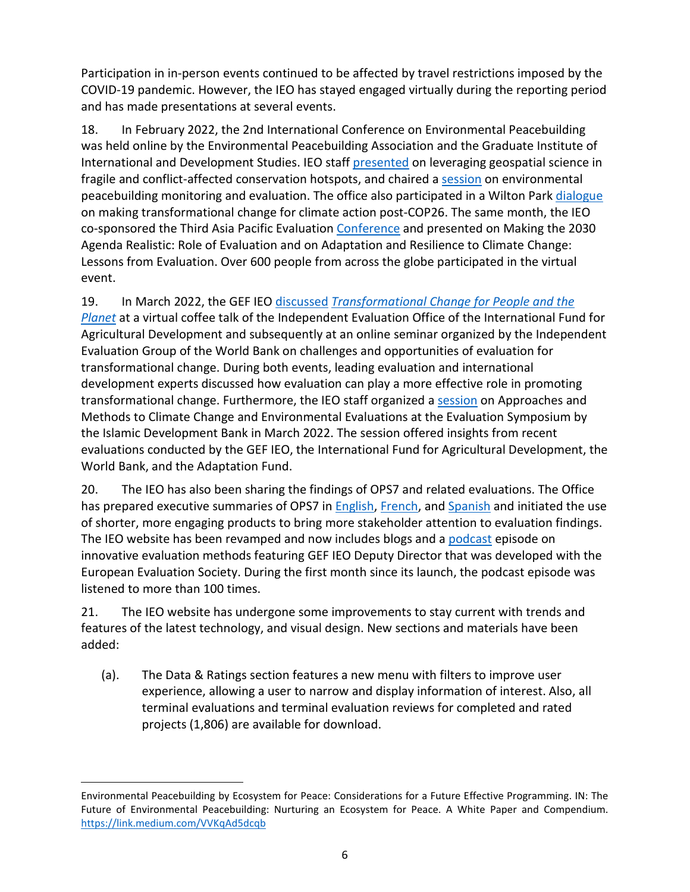Participation in in-person events continued to be affected by travel restrictions imposed by the COVID-19 pandemic. However, the IEO has stayed engaged virtually during the reporting period and has made presentations at several events.

18. In February 2022, the 2nd International Conference on Environmental Peacebuilding was held online by the Environmental Peacebuilding Association and the Graduate Institute of International and Development Studies. IEO staff presented on leveraging geospatial science in fragile and conflict-affected conservation hotspots, and chaired a session on environmental peacebuilding monitoring and evaluation. The office also participated in a Wilton Park dialogue on making transformational change for climate action post-COP26. The same month, the IEO co-sponsored the Third Asia Pacific Evaluation Conference and presented on Making the 2030 Agenda Realistic: Role of Evaluation and on Adaptation and Resilience to Climate Change: Lessons from Evaluation. Over 600 people from across the globe participated in the virtual event.

19. In March 2022, the GEF IEO discussed *Transformational Change for People and the Planet* at a virtual coffee talk of the Independent Evaluation Office of the International Fund for Agricultural Development and subsequently at an online seminar organized by the Independent Evaluation Group of the World Bank on challenges and opportunities of evaluation for transformational change. During both events, leading evaluation and international development experts discussed how evaluation can play a more effective role in promoting transformational change. Furthermore, the IEO staff organized a session on Approaches and Methods to Climate Change and Environmental Evaluations at the Evaluation Symposium by the Islamic Development Bank in March 2022. The session offered insights from recent evaluations conducted by the GEF IEO, the International Fund for Agricultural Development, the World Bank, and the Adaptation Fund.

20. The IEO has also been sharing the findings of OPS7 and related evaluations. The Office has prepared executive summaries of OPS7 in English, French, and Spanish and initiated the use of shorter, more engaging products to bring more stakeholder attention to evaluation findings. The IEO website has been revamped and now includes blogs and a podcast episode on innovative evaluation methods featuring GEF IEO Deputy Director that was developed with the European Evaluation Society. During the first month since its launch, the podcast episode was listened to more than 100 times.

21. The IEO website has undergone some improvements to stay current with trends and features of the latest technology, and visual design. New sections and materials have been added:

(a). The Data & Ratings section features a new menu with filters to improve user experience, allowing a user to narrow and display information of interest. Also, all terminal evaluations and terminal evaluation reviews for completed and rated projects (1,806) are available for download.

---

Environmental Peacebuilding by Ecosystem for Peace: Considerations for a Future Effective Programming. IN: The Future of Environmental Peacebuilding: Nurturing an Ecosystem for Peace. A White Paper and Compendium. https://link.medium.com/VVKqAd5dcqb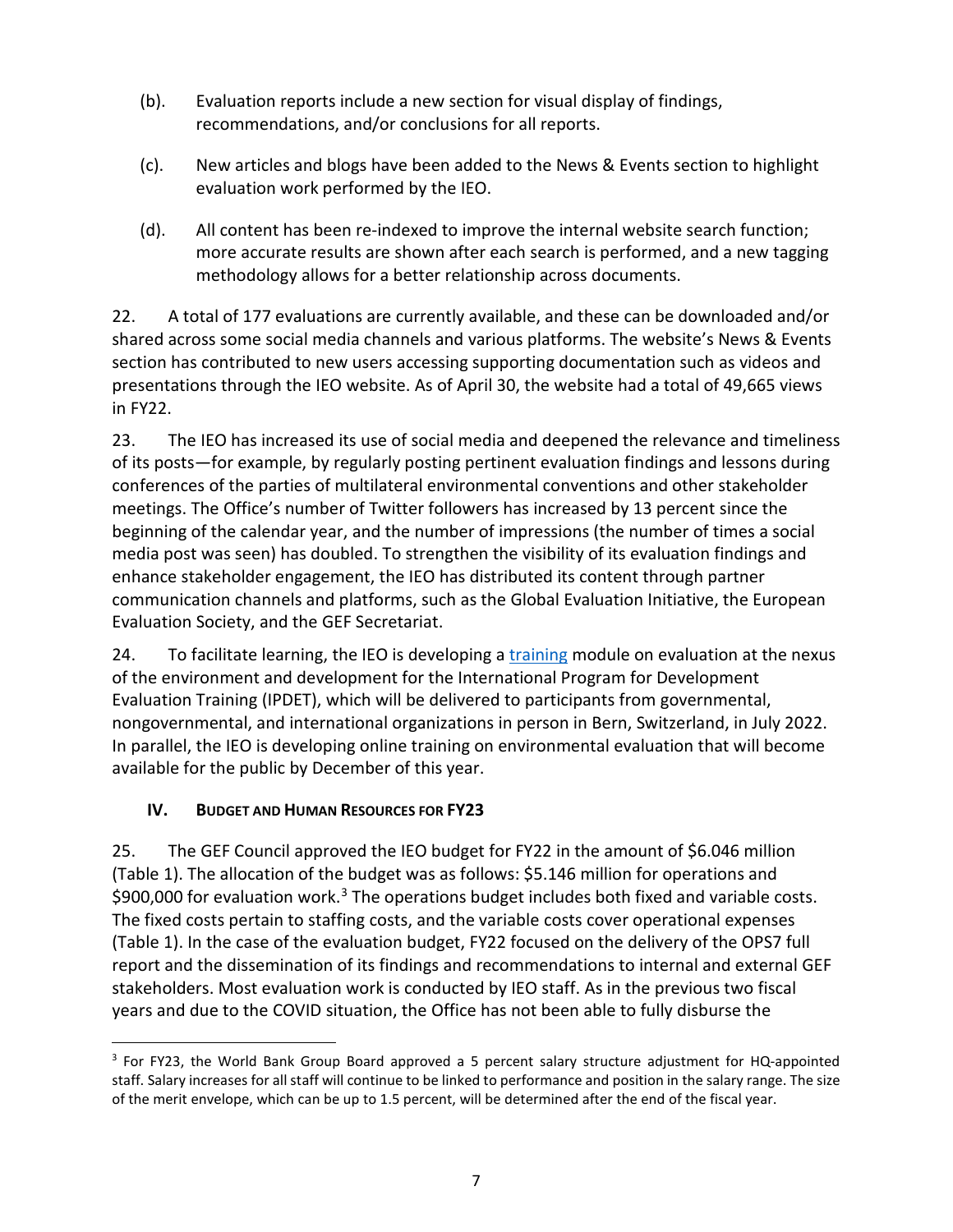(b). Evaluation reports include a new section for visual display of findings, recommendations, and/or conclusions for all reports.

(c). New articles and blogs have been added to the News & Events section to highlight evaluation work performed by the IEO.

(d). All content has been re-indexed to improve the internal website search function; more accurate results are shown after each search is performed, and a new tagging methodology allows for a better relationship across documents.

22. A total of 177 evaluations are currently available, and these can be downloaded and/or shared across some social media channels and various platforms. The website's News & Events section has contributed to new users accessing supporting documentation such as videos and presentations through the IEO website. As of April 30, the website had a total of 49,665 views in FY22.

23. The IEO has increased its use of social media and deepened the relevance and timeliness of its posts—for example, by regularly posting pertinent evaluation findings and lessons during conferences of the parties of multilateral environmental conventions and other stakeholder meetings. The Office's number of Twitter followers has increased by 13 percent since the beginning of the calendar year, and the number of impressions (the number of times a social media post was seen) has doubled. To strengthen the visibility of its evaluation findings and enhance stakeholder engagement, the IEO has distributed its content through partner communication channels and platforms, such as the Global Evaluation Initiative, the European Evaluation Society, and the GEF Secretariat.

24. To facilitate learning, the IEO is developing a training module on evaluation at the nexus of the environment and development for the International Program for Development Evaluation Training (IPDET), which will be delivered to participants from governmental, nongovernmental, and international organizations in person in Bern, Switzerland, in July 2022. In parallel, the IEO is developing online training on environmental evaluation that will become available for the public by December of this year.

## IV. BUDGET AND HUMAN RESOURCES FOR FY23

25. The GEF Council approved the IEO budget for FY22 in the amount of $6.046 million (Table 1). The allocation of the budget was as follows: $5.146 million for operations and $900,000 for evaluation work.[3] The operations budget includes both fixed and variable costs. The fixed costs pertain to staffing costs, and the variable costs cover operational expenses (Table 1). In the case of the evaluation budget, FY22 focused on the delivery of the OPS7 full report and the dissemination of its findings and recommendations to internal and external GEF stakeholders. Most evaluation work is conducted by IEO staff. As in the previous two fiscal years and due to the COVID situation, the Office has not been able to fully disburse the

[3] For FY23, the World Bank Group Board approved a 5 percent salary structure adjustment for HQ-appointed staff. Salary increases for all staff will continue to be linked to performance and position in the salary range. The size of the merit envelope, which can be up to 1.5 percent, will be determined after the end of the fiscal year.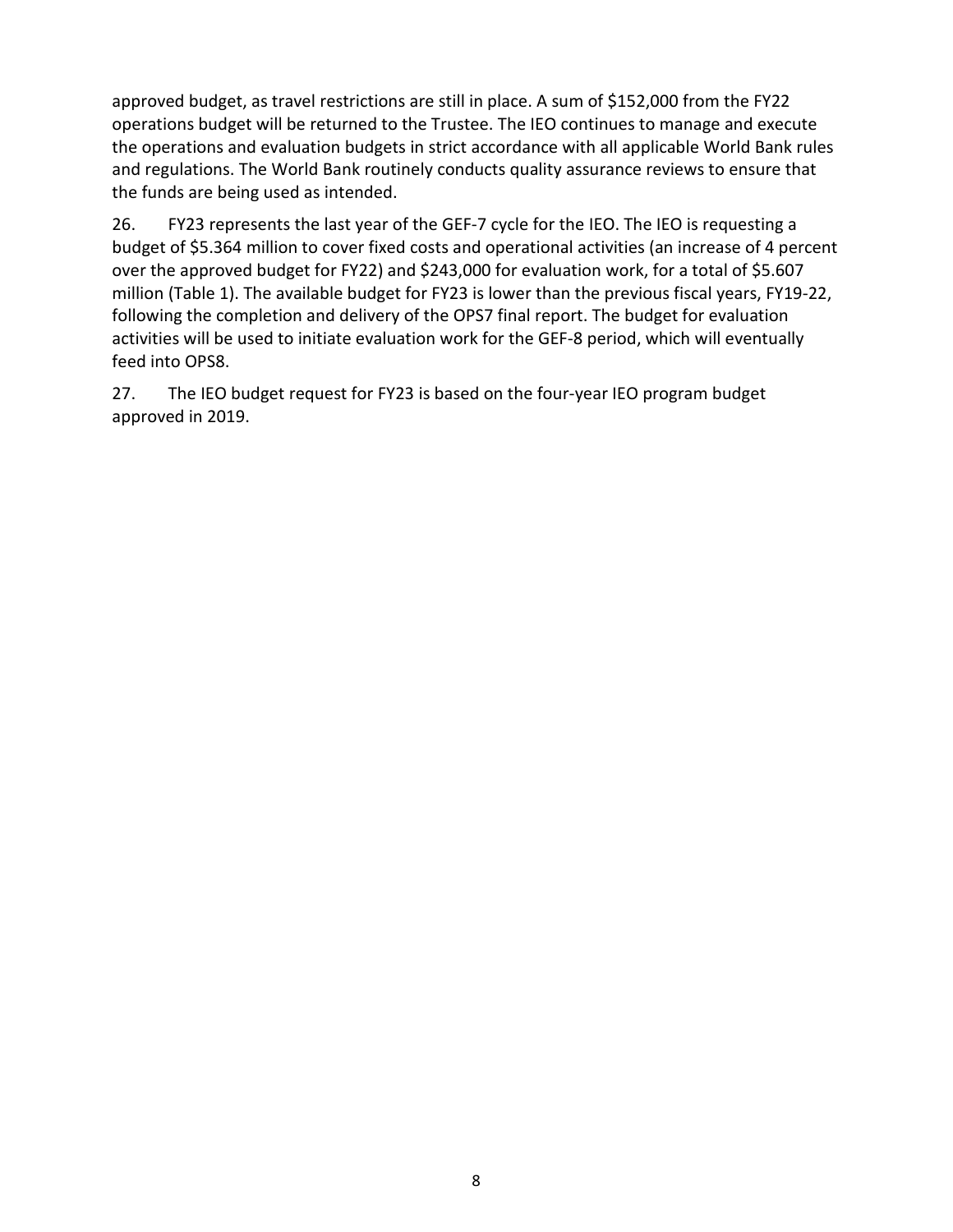approved budget, as travel restrictions are still in place. A sum of $152,000 from the FY22 operations budget will be returned to the Trustee. The IEO continues to manage and execute the operations and evaluation budgets in strict accordance with all applicable World Bank rules and regulations. The World Bank routinely conducts quality assurance reviews to ensure that the funds are being used as intended.

26. FY23 represents the last year of the GEF-7 cycle for the IEO. The IEO is requesting a budget of $5.364 million to cover fixed costs and operational activities (an increase of 4 percent over the approved budget for FY22) and $243,000 for evaluation work, for a total of $5.607 million (Table 1). The available budget for FY23 is lower than the previous fiscal years, FY19-22, following the completion and delivery of the OPS7 final report. The budget for evaluation activities will be used to initiate evaluation work for the GEF-8 period, which will eventually feed into OPS8.

27. The IEO budget request for FY23 is based on the four-year IEO program budget approved in 2019.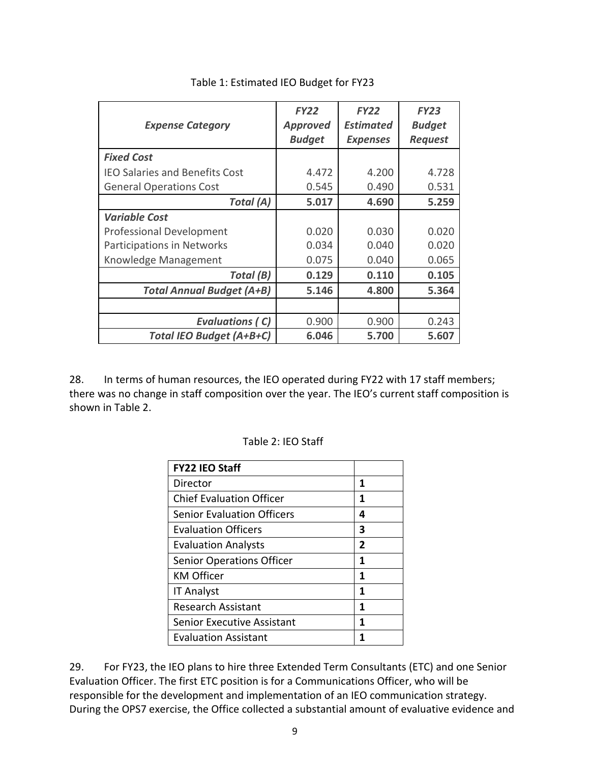Table 1: Estimated IEO Budget for FY23

| *Expense Category* | *FY22 Approved Budget* | *FY22 Estimated Expenses* | *FY23 Budget Request* |
|---|---|---|---|
| ***Fixed Cost*** | | | |
| IEO Salaries and Benefits Cost | 4.472 | 4.200 | 4.728 |
| General Operations Cost | 0.545 | 0.490 | 0.531 |
| ***Total (A)*** | **5.017** | **4.690** | **5.259** |
| ***Variable Cost*** | | | |
| Professional Development | 0.020 | 0.030 | 0.020 |
| Participations in Networks | 0.034 | 0.040 | 0.020 |
| Knowledge Management | 0.075 | 0.040 | 0.065 |
| ***Total (B)*** | **0.129** | **0.110** | **0.105** |
| ***Total Annual Budget (A+B)*** | **5.146** | **4.800** | **5.364** |
| | | | |
| ***Evaluations ( C)*** | 0.900 | 0.900 | 0.243 |
| ***Total IEO Budget (A+B+C)*** | **6.046** | **5.700** | **5.607** |

28. In terms of human resources, the IEO operated during FY22 with 17 staff members; there was no change in staff composition over the year. The IEO's current staff composition is shown in Table 2.

Table 2: IEO Staff

| **FY22 IEO Staff** | |
|---|---|
| Director | **1** |
| Chief Evaluation Officer | **1** |
| Senior Evaluation Officers | **4** |
| Evaluation Officers | **3** |
| Evaluation Analysts | **2** |
| Senior Operations Officer | **1** |
| KM Officer | **1** |
| IT Analyst | **1** |
| Research Assistant | **1** |
| Senior Executive Assistant | **1** |
| Evaluation Assistant | **1** |

29. For FY23, the IEO plans to hire three Extended Term Consultants (ETC) and one Senior Evaluation Officer. The first ETC position is for a Communications Officer, who will be responsible for the development and implementation of an IEO communication strategy. During the OPS7 exercise, the Office collected a substantial amount of evaluative evidence and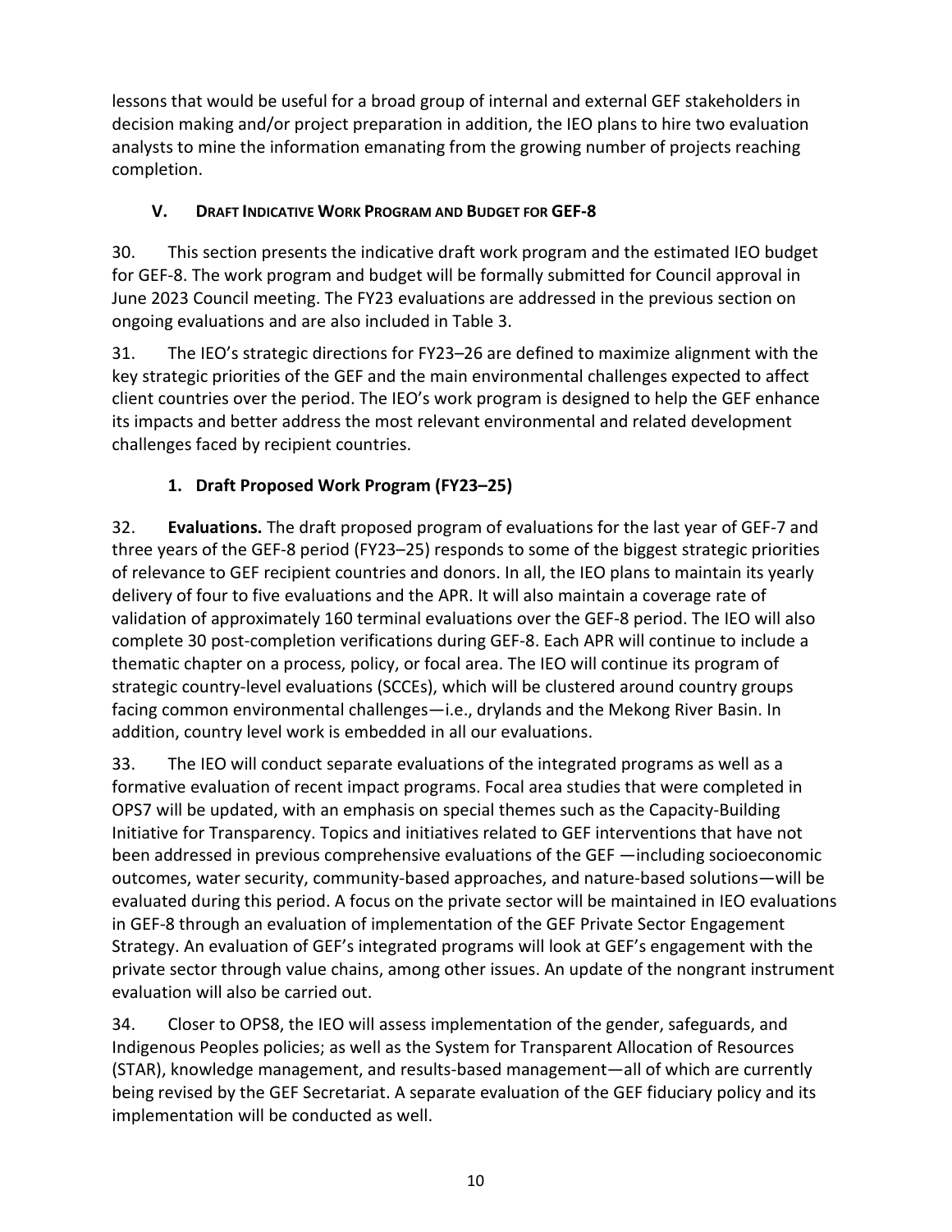lessons that would be useful for a broad group of internal and external GEF stakeholders in decision making and/or project preparation in addition, the IEO plans to hire two evaluation analysts to mine the information emanating from the growing number of projects reaching completion.

## V. Draft Indicative Work Program and Budget for GEF-8

30. This section presents the indicative draft work program and the estimated IEO budget for GEF-8. The work program and budget will be formally submitted for Council approval in June 2023 Council meeting. The FY23 evaluations are addressed in the previous section on ongoing evaluations and are also included in Table 3.

31. The IEO's strategic directions for FY23–26 are defined to maximize alignment with the key strategic priorities of the GEF and the main environmental challenges expected to affect client countries over the period. The IEO's work program is designed to help the GEF enhance its impacts and better address the most relevant environmental and related development challenges faced by recipient countries.

### 1. Draft Proposed Work Program (FY23–25)

32. **Evaluations.** The draft proposed program of evaluations for the last year of GEF-7 and three years of the GEF-8 period (FY23–25) responds to some of the biggest strategic priorities of relevance to GEF recipient countries and donors. In all, the IEO plans to maintain its yearly delivery of four to five evaluations and the APR. It will also maintain a coverage rate of validation of approximately 160 terminal evaluations over the GEF-8 period. The IEO will also complete 30 post-completion verifications during GEF-8. Each APR will continue to include a thematic chapter on a process, policy, or focal area. The IEO will continue its program of strategic country-level evaluations (SCCEs), which will be clustered around country groups facing common environmental challenges—i.e., drylands and the Mekong River Basin. In addition, country level work is embedded in all our evaluations.

33. The IEO will conduct separate evaluations of the integrated programs as well as a formative evaluation of recent impact programs. Focal area studies that were completed in OPS7 will be updated, with an emphasis on special themes such as the Capacity-Building Initiative for Transparency. Topics and initiatives related to GEF interventions that have not been addressed in previous comprehensive evaluations of the GEF —including socioeconomic outcomes, water security, community-based approaches, and nature-based solutions—will be evaluated during this period. A focus on the private sector will be maintained in IEO evaluations in GEF-8 through an evaluation of implementation of the GEF Private Sector Engagement Strategy. An evaluation of GEF's integrated programs will look at GEF's engagement with the private sector through value chains, among other issues. An update of the nongrant instrument evaluation will also be carried out.

34. Closer to OPS8, the IEO will assess implementation of the gender, safeguards, and Indigenous Peoples policies; as well as the System for Transparent Allocation of Resources (STAR), knowledge management, and results-based management—all of which are currently being revised by the GEF Secretariat. A separate evaluation of the GEF fiduciary policy and its implementation will be conducted as well.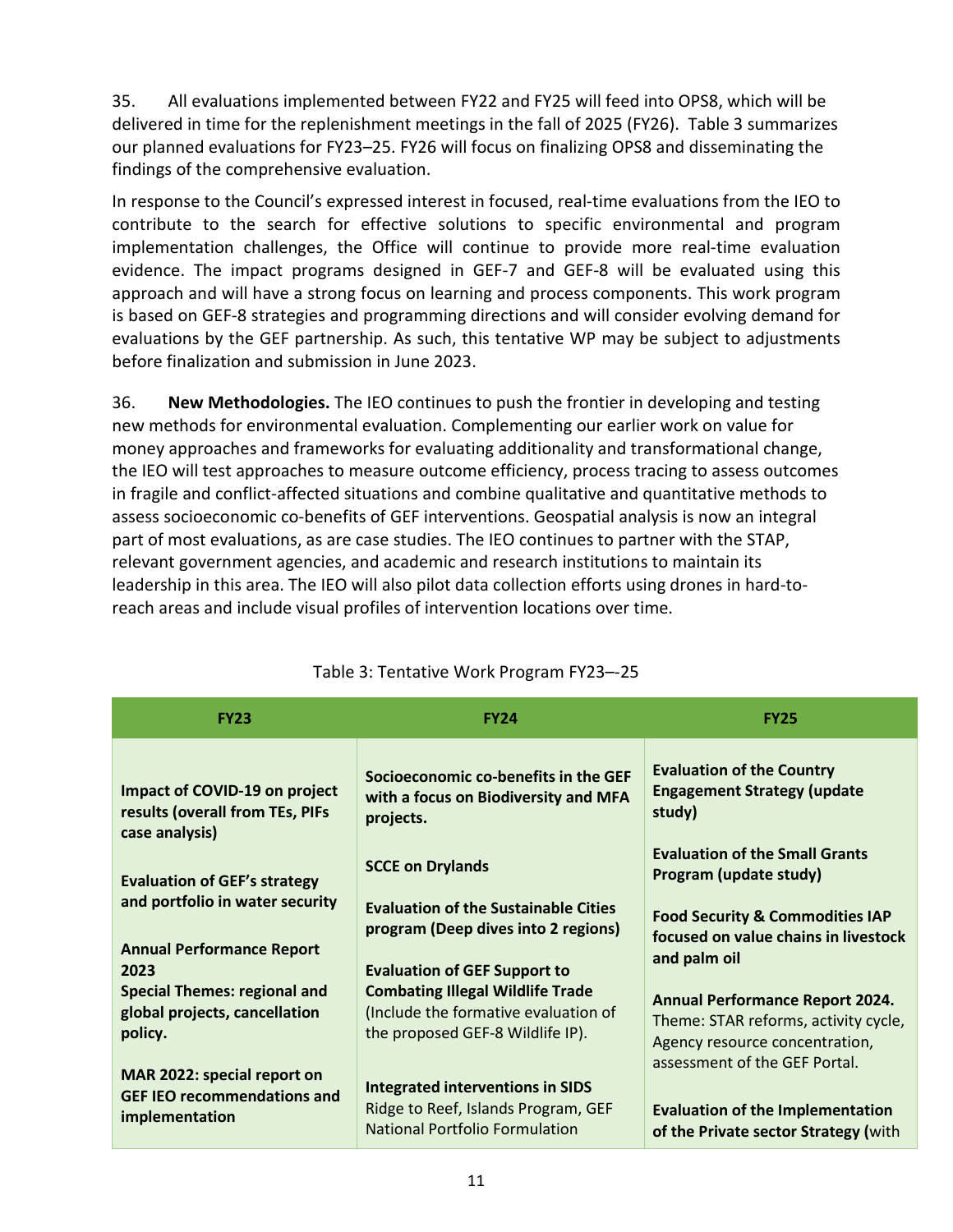35. All evaluations implemented between FY22 and FY25 will feed into OPS8, which will be delivered in time for the replenishment meetings in the fall of 2025 (FY26). Table 3 summarizes our planned evaluations for FY23–25. FY26 will focus on finalizing OPS8 and disseminating the findings of the comprehensive evaluation.

In response to the Council's expressed interest in focused, real-time evaluations from the IEO to contribute to the search for effective solutions to specific environmental and program implementation challenges, the Office will continue to provide more real-time evaluation evidence. The impact programs designed in GEF-7 and GEF-8 will be evaluated using this approach and will have a strong focus on learning and process components. This work program is based on GEF-8 strategies and programming directions and will consider evolving demand for evaluations by the GEF partnership. As such, this tentative WP may be subject to adjustments before finalization and submission in June 2023.

36. **New Methodologies.** The IEO continues to push the frontier in developing and testing new methods for environmental evaluation. Complementing our earlier work on value for money approaches and frameworks for evaluating additionality and transformational change, the IEO will test approaches to measure outcome efficiency, process tracing to assess outcomes in fragile and conflict-affected situations and combine qualitative and quantitative methods to assess socioeconomic co-benefits of GEF interventions. Geospatial analysis is now an integral part of most evaluations, as are case studies. The IEO continues to partner with the STAP, relevant government agencies, and academic and research institutions to maintain its leadership in this area. The IEO will also pilot data collection efforts using drones in hard-to-reach areas and include visual profiles of intervention locations over time.

Table 3: Tentative Work Program FY23–-25

| FY23 | FY24 | FY25 |
|---|---|---|
| **Impact of COVID-19 on project results (overall from TEs, PIFs case analysis)**<br><br>**Evaluation of GEF's strategy and portfolio in water security**<br><br>**Annual Performance Report 2023**<br>**Special Themes: regional and global projects, cancellation policy.**<br><br>**MAR 2022: special report on GEF IEO recommendations and implementation** | **Socioeconomic co-benefits in the GEF with a focus on Biodiversity and MFA projects.**<br><br>**SCCE on Drylands**<br><br>**Evaluation of the Sustainable Cities program (Deep dives into 2 regions)**<br><br>**Evaluation of GEF Support to Combating Illegal Wildlife Trade** (Include the formative evaluation of the proposed GEF-8 Wildlife IP).<br><br>**Integrated interventions in SIDS** Ridge to Reef, Islands Program, GEF National Portfolio Formulation | **Evaluation of the Country Engagement Strategy (update study)**<br><br>**Evaluation of the Small Grants Program (update study)**<br><br>**Food Security & Commodities IAP focused on value chains in livestock and palm oil**<br><br>**Annual Performance Report 2024.** Theme: STAR reforms, activity cycle, Agency resource concentration, assessment of the GEF Portal.<br><br>**Evaluation of the Implementation of the Private sector Strategy (**with |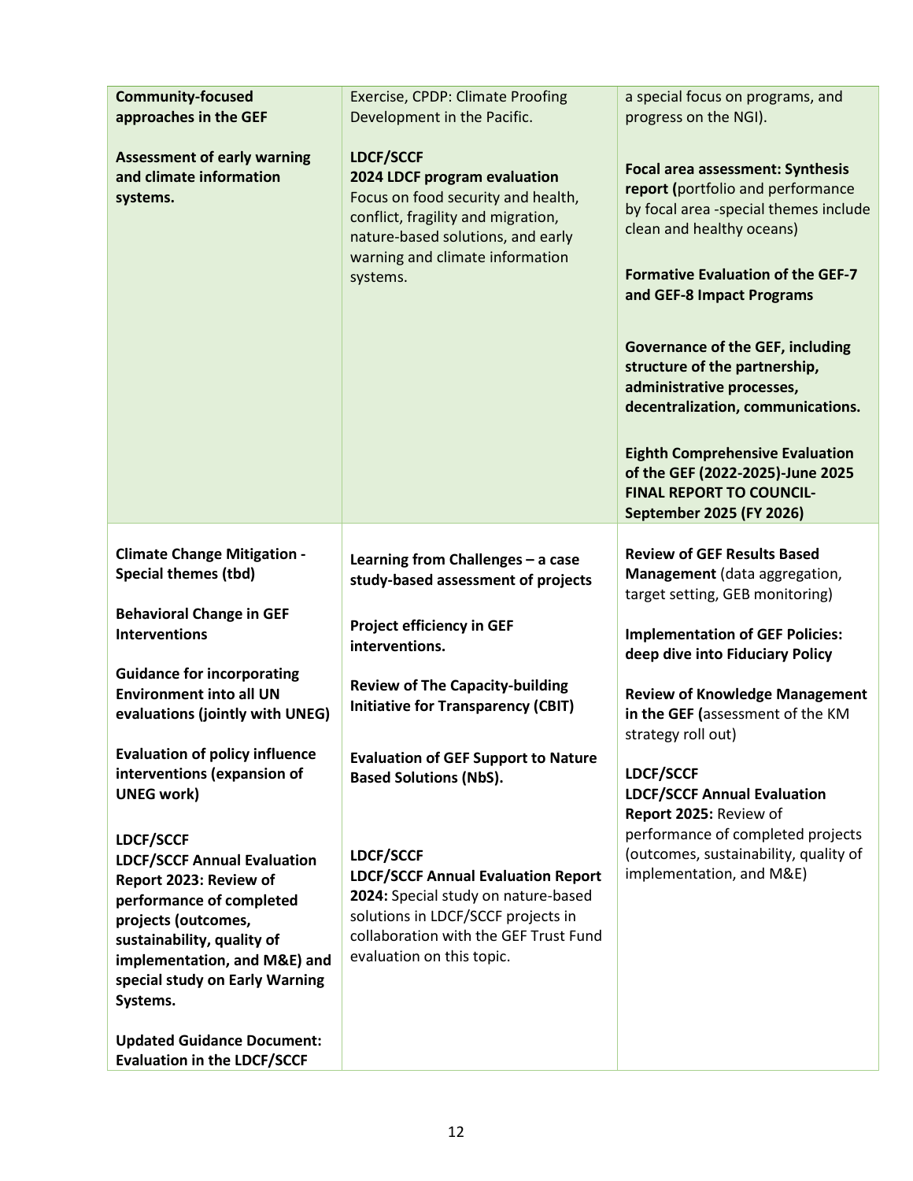| | | |
|---|---|---|
| **Community-focused approaches in the GEF**<br><br>**Assessment of early warning and climate information systems.** | Exercise, CPDP: Climate Proofing Development in the Pacific.<br><br>**LDCF/SCCF**<br>**2024 LDCF program evaluation**<br>Focus on food security and health, conflict, fragility and migration, nature-based solutions, and early warning and climate information systems. | a special focus on programs, and progress on the NGI).<br><br>**Focal area assessment: Synthesis report (**portfolio and performance by focal area -special themes include clean and healthy oceans)<br><br>**Formative Evaluation of the GEF-7 and GEF-8 Impact Programs**<br><br>**Governance of the GEF, including structure of the partnership, administrative processes, decentralization, communications.**<br><br>**Eighth Comprehensive Evaluation of the GEF (2022-2025)-June 2025 FINAL REPORT TO COUNCIL-September 2025 (FY 2026)** |
| **Climate Change Mitigation - Special themes (tbd)**<br><br>**Behavioral Change in GEF Interventions**<br><br>**Guidance for incorporating Environment into all UN evaluations (jointly with UNEG)**<br><br>**Evaluation of policy influence interventions (expansion of UNEG work)**<br><br>**LDCF/SCCF**<br>**LDCF/SCCF Annual Evaluation Report 2023: Review of performance of completed projects (outcomes, sustainability, quality of implementation, and M&E) and special study on Early Warning Systems.**<br><br>**Updated Guidance Document: Evaluation in the LDCF/SCCF** | **Learning from Challenges – a case study-based assessment of projects**<br><br>**Project efficiency in GEF interventions.**<br><br>**Review of The Capacity-building Initiative for Transparency (CBIT)**<br><br>**Evaluation of GEF Support to Nature Based Solutions (NbS).**<br><br>**LDCF/SCCF**<br>**LDCF/SCCF Annual Evaluation Report 2024:** Special study on nature-based solutions in LDCF/SCCF projects in collaboration with the GEF Trust Fund evaluation on this topic. | **Review of GEF Results Based Management** (data aggregation, target setting, GEB monitoring)<br><br>**Implementation of GEF Policies: deep dive into Fiduciary Policy**<br><br>**Review of Knowledge Management in the GEF (**assessment of the KM strategy roll out)<br><br>**LDCF/SCCF**<br>**LDCF/SCCF Annual Evaluation Report 2025:** Review of performance of completed projects (outcomes, sustainability, quality of implementation, and M&E) |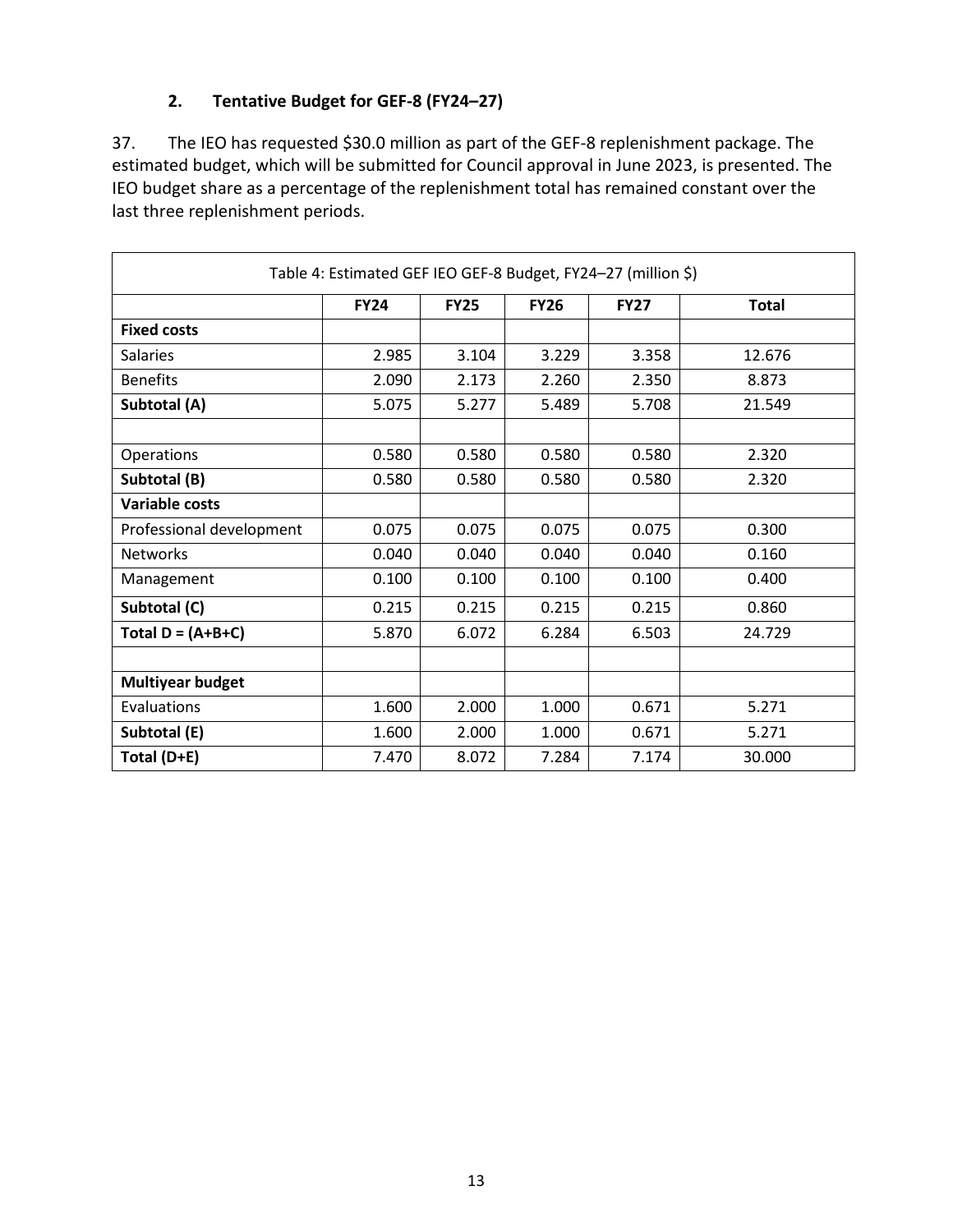### 2. Tentative Budget for GEF-8 (FY24–27)

37. The IEO has requested $30.0 million as part of the GEF-8 replenishment package. The estimated budget, which will be submitted for Council approval in June 2023, is presented. The IEO budget share as a percentage of the replenishment total has remained constant over the last three replenishment periods.

Table 4: Estimated GEF IEO GEF-8 Budget, FY24–27 (million $)

| | FY24 | FY25 | FY26 | FY27 | Total |
|---|---|---|---|---|---|
| **Fixed costs** | | | | | |
| Salaries | 2.985 | 3.104 | 3.229 | 3.358 | 12.676 |
| Benefits | 2.090 | 2.173 | 2.260 | 2.350 | 8.873 |
| **Subtotal (A)** | 5.075 | 5.277 | 5.489 | 5.708 | 21.549 |
| | | | | | |
| Operations | 0.580 | 0.580 | 0.580 | 0.580 | 2.320 |
| **Subtotal (B)** | 0.580 | 0.580 | 0.580 | 0.580 | 2.320 |
| **Variable costs** | | | | | |
| Professional development | 0.075 | 0.075 | 0.075 | 0.075 | 0.300 |
| Networks | 0.040 | 0.040 | 0.040 | 0.040 | 0.160 |
| Management | 0.100 | 0.100 | 0.100 | 0.100 | 0.400 |
| **Subtotal (C)** | 0.215 | 0.215 | 0.215 | 0.215 | 0.860 |
| **Total D = (A+B+C)** | 5.870 | 6.072 | 6.284 | 6.503 | 24.729 |
| | | | | | |
| **Multiyear budget** | | | | | |
| Evaluations | 1.600 | 2.000 | 1.000 | 0.671 | 5.271 |
| **Subtotal (E)** | 1.600 | 2.000 | 1.000 | 0.671 | 5.271 |
| **Total (D+E)** | 7.470 | 8.072 | 7.284 | 7.174 | 30.000 |